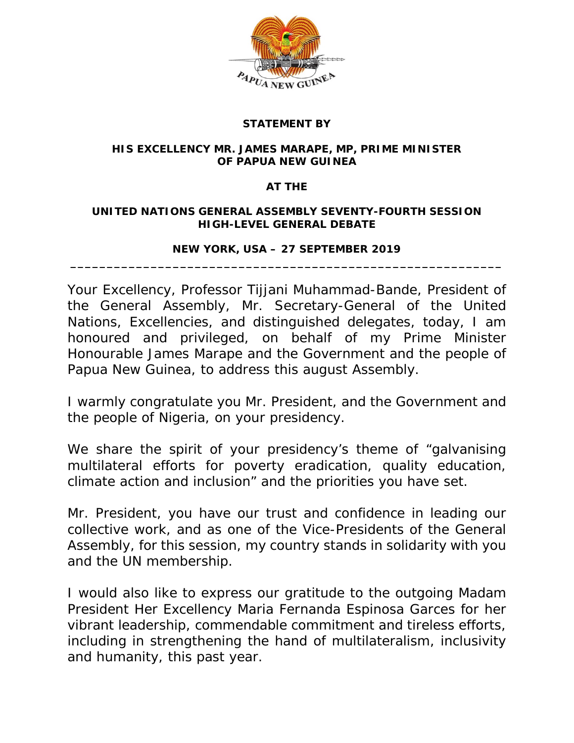**STATEMENT BY**

**HIS EXCELLENCY MR. JAMES MARAPE, MP, PRIME MINISTER OF PAPUA NEW GUINEA**

**AT THE**

**UNITED NATIONS GENERAL ASSEMBLY SEVENTY-FOURTH SESSION HIGH-LEVEL GENERAL DEBATE**

**NEW YORK, USA – 27 SEPTEMBER 2019**

---

Your Excellency, Professor Tijjani Muhammad-Bande, President of the General Assembly, Mr. Secretary-General of the United Nations, Excellencies, and distinguished delegates, today, I am honoured and privileged, on behalf of my Prime Minister Honourable James Marape and the Government and the people of Papua New Guinea, to address this august Assembly.

I warmly congratulate you Mr. President, and the Government and the people of Nigeria, on your presidency.

We share the spirit of your presidency's theme of "galvanising multilateral efforts for poverty eradication, quality education, climate action and inclusion" and the priorities you have set.

Mr. President, you have our trust and confidence in leading our collective work, and as one of the Vice-Presidents of the General Assembly, for this session, my country stands in solidarity with you and the UN membership.

I would also like to express our gratitude to the outgoing Madam President Her Excellency Maria Fernanda Espinosa Garces for her vibrant leadership, commendable commitment and tireless efforts, including in strengthening the hand of multilateralism, inclusivity and humanity, this past year.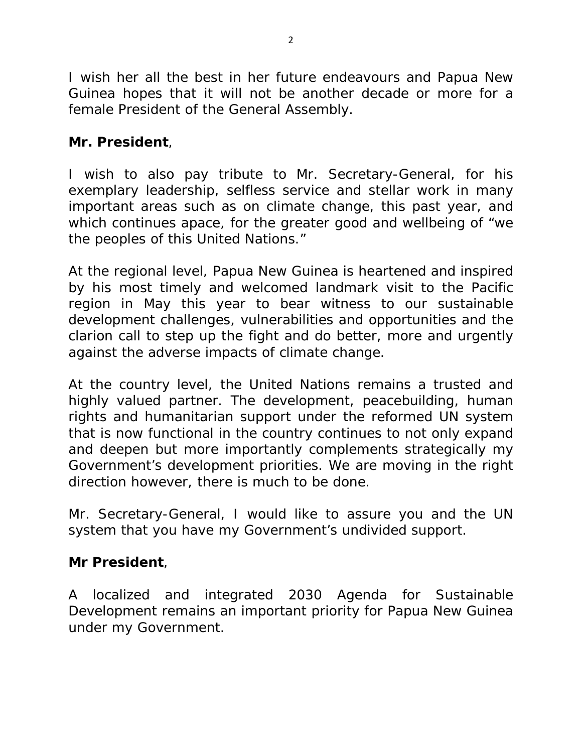I wish her all the best in her future endeavours and Papua New Guinea hopes that it will not be another decade or more for a female President of the General Assembly.

**Mr. President**,

I wish to also pay tribute to Mr. Secretary-General, for his exemplary leadership, selfless service and stellar work in many important areas such as on climate change, this past year, and which continues apace, for the greater good and wellbeing of “we the peoples of this United Nations.”

At the regional level, Papua New Guinea is heartened and inspired by his most timely and welcomed landmark visit to the Pacific region in May this year to bear witness to our sustainable development challenges, vulnerabilities and opportunities and the clarion call to step up the fight and do better, more and urgently against the adverse impacts of climate change.

At the country level, the United Nations remains a trusted and highly valued partner. The development, peacebuilding, human rights and humanitarian support under the reformed UN system that is now functional in the country continues to not only expand and deepen but more importantly complements strategically my Government’s development priorities. We are moving in the right direction however, there is much to be done.

Mr. Secretary-General, I would like to assure you and the UN system that you have my Government’s undivided support.

**Mr President**,

A localized and integrated 2030 Agenda for Sustainable Development remains an important priority for Papua New Guinea under my Government.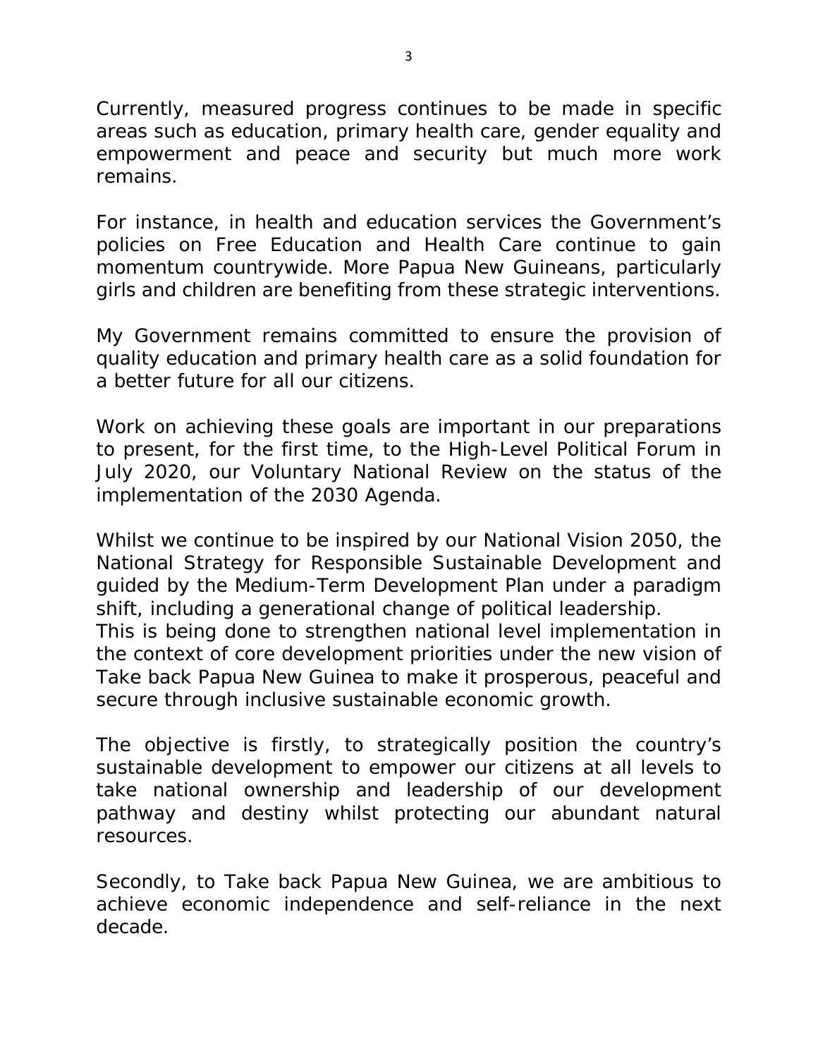Currently, measured progress continues to be made in specific areas such as education, primary health care, gender equality and empowerment and peace and security but much more work remains.

For instance, in health and education services the Government's policies on Free Education and Health Care continue to gain momentum countrywide. More Papua New Guineans, particularly girls and children are benefiting from these strategic interventions.

My Government remains committed to ensure the provision of quality education and primary health care as a solid foundation for a better future for all our citizens.

Work on achieving these goals are important in our preparations to present, for the first time, to the High-Level Political Forum in July 2020, our Voluntary National Review on the status of the implementation of the 2030 Agenda.

Whilst we continue to be inspired by our National Vision 2050, the National Strategy for Responsible Sustainable Development and guided by the Medium-Term Development Plan under a paradigm shift, including a generational change of political leadership.
This is being done to strengthen national level implementation in the context of core development priorities under the new vision of Take back Papua New Guinea to make it prosperous, peaceful and secure through inclusive sustainable economic growth.

The objective is firstly, to strategically position the country's sustainable development to empower our citizens at all levels to take national ownership and leadership of our development pathway and destiny whilst protecting our abundant natural resources.

Secondly, to Take back Papua New Guinea, we are ambitious to achieve economic independence and self-reliance in the next decade.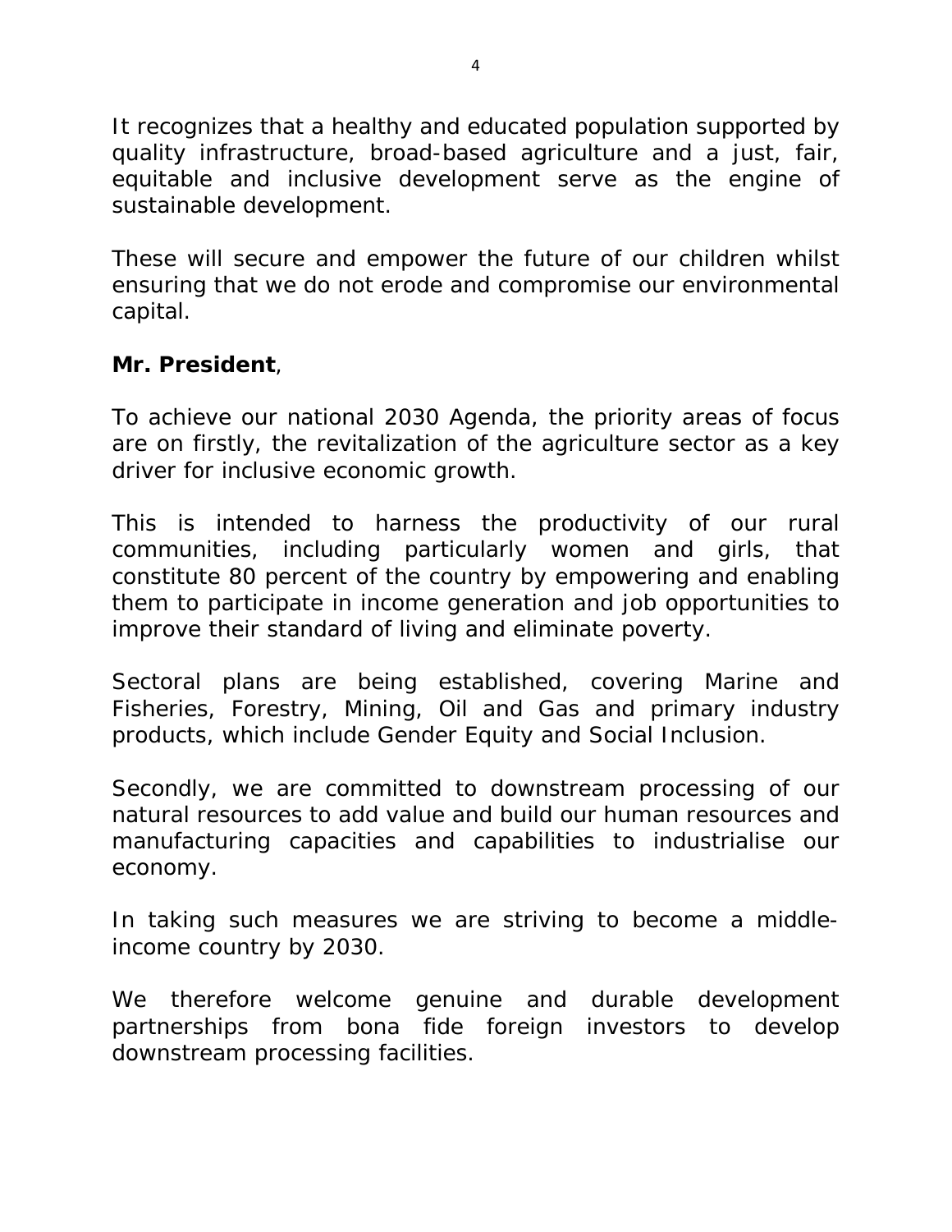It recognizes that a healthy and educated population supported by quality infrastructure, broad-based agriculture and a just, fair, equitable and inclusive development serve as the engine of sustainable development.

These will secure and empower the future of our children whilst ensuring that we do not erode and compromise our environmental capital.

**Mr. President**,

To achieve our national 2030 Agenda, the priority areas of focus are on firstly, the revitalization of the agriculture sector as a key driver for inclusive economic growth.

This is intended to harness the productivity of our rural communities, including particularly women and girls, that constitute 80 percent of the country by empowering and enabling them to participate in income generation and job opportunities to improve their standard of living and eliminate poverty.

Sectoral plans are being established, covering Marine and Fisheries, Forestry, Mining, Oil and Gas and primary industry products, which include Gender Equity and Social Inclusion.

Secondly, we are committed to downstream processing of our natural resources to add value and build our human resources and manufacturing capacities and capabilities to industrialise our economy.

In taking such measures we are striving to become a middle-income country by 2030.

We therefore welcome genuine and durable development partnerships from bona fide foreign investors to develop downstream processing facilities.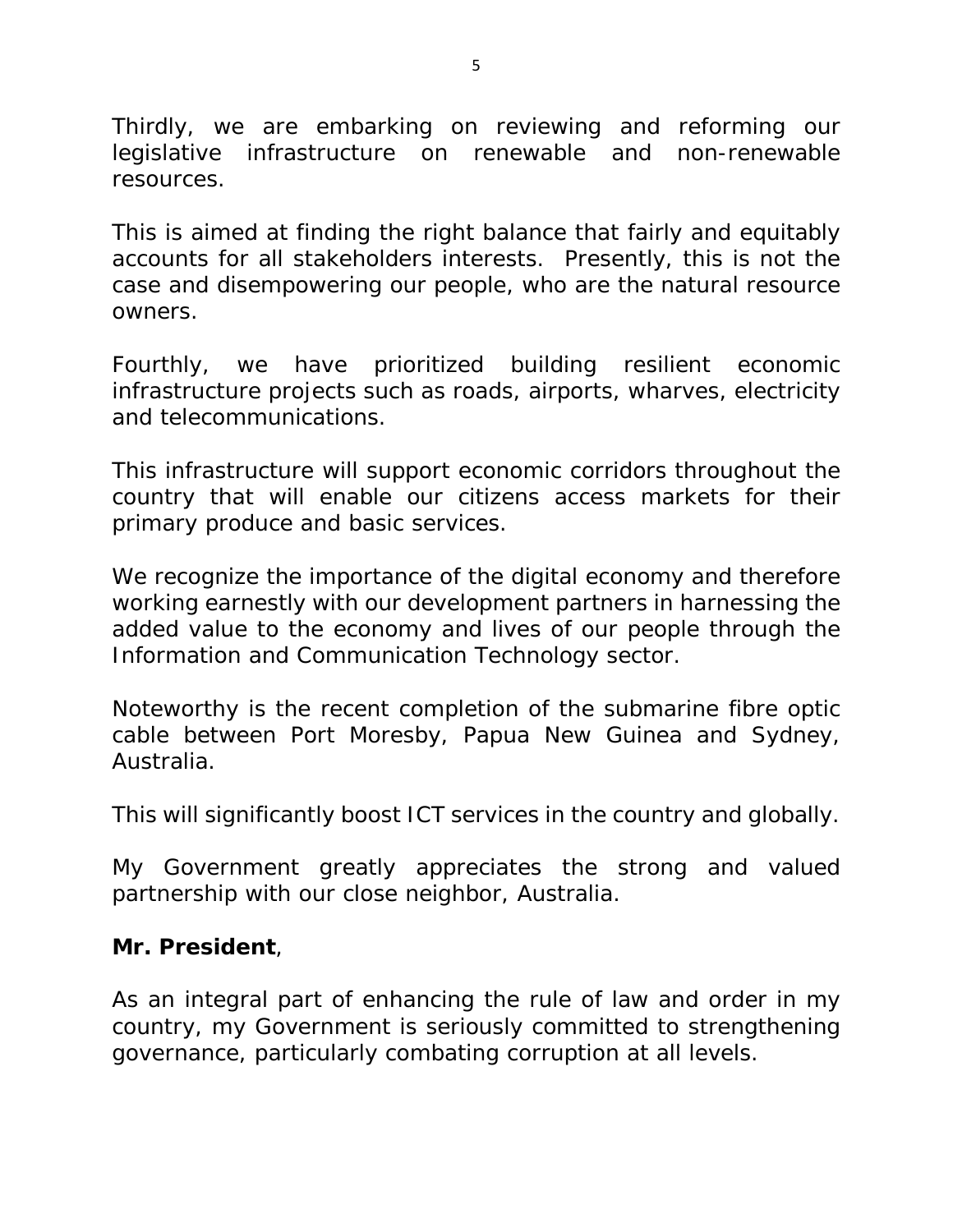Thirdly, we are embarking on reviewing and reforming our legislative infrastructure on renewable and non-renewable resources.

This is aimed at finding the right balance that fairly and equitably accounts for all stakeholders interests. Presently, this is not the case and disempowering our people, who are the natural resource owners.

Fourthly, we have prioritized building resilient economic infrastructure projects such as roads, airports, wharves, electricity and telecommunications.

This infrastructure will support economic corridors throughout the country that will enable our citizens access markets for their primary produce and basic services.

We recognize the importance of the digital economy and therefore working earnestly with our development partners in harnessing the added value to the economy and lives of our people through the Information and Communication Technology sector.

Noteworthy is the recent completion of the submarine fibre optic cable between Port Moresby, Papua New Guinea and Sydney, Australia.

This will significantly boost ICT services in the country and globally.

My Government greatly appreciates the strong and valued partnership with our close neighbor, Australia.

**Mr. President**,

As an integral part of enhancing the rule of law and order in my country, my Government is seriously committed to strengthening governance, particularly combating corruption at all levels.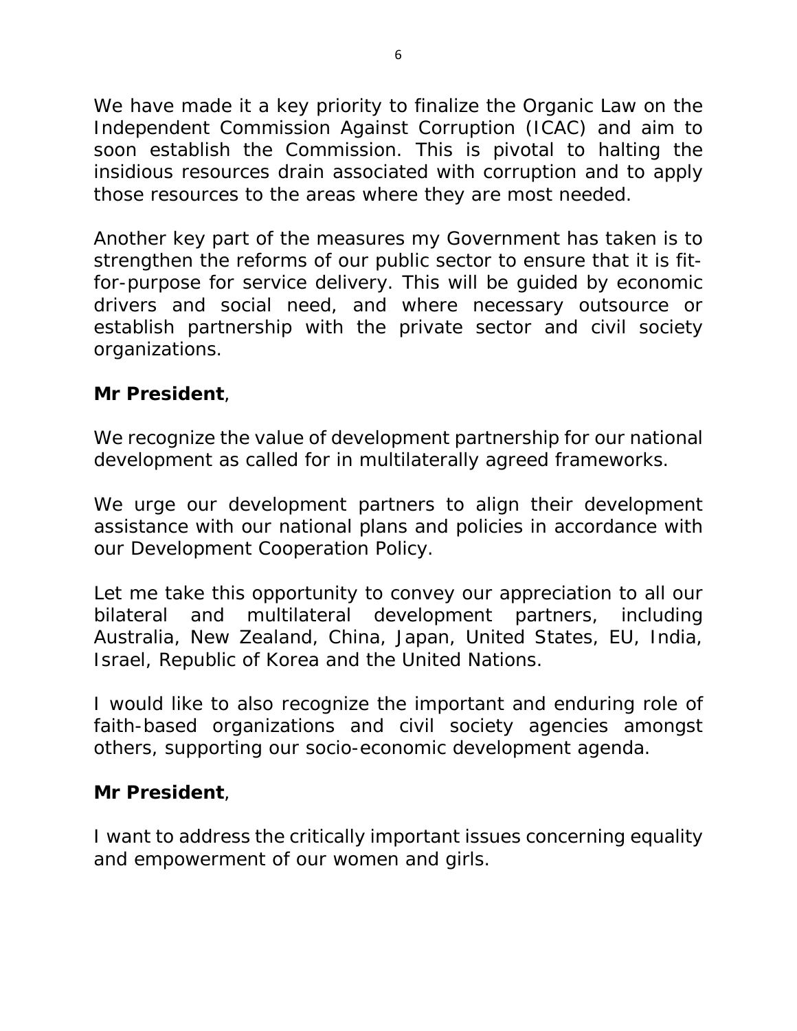We have made it a key priority to finalize the Organic Law on the Independent Commission Against Corruption (ICAC) and aim to soon establish the Commission. This is pivotal to halting the insidious resources drain associated with corruption and to apply those resources to the areas where they are most needed.

Another key part of the measures my Government has taken is to strengthen the reforms of our public sector to ensure that it is fit-for-purpose for service delivery. This will be guided by economic drivers and social need, and where necessary outsource or establish partnership with the private sector and civil society organizations.

**Mr President**,

We recognize the value of development partnership for our national development as called for in multilaterally agreed frameworks.

We urge our development partners to align their development assistance with our national plans and policies in accordance with our Development Cooperation Policy.

Let me take this opportunity to convey our appreciation to all our bilateral and multilateral development partners, including Australia, New Zealand, China, Japan, United States, EU, India, Israel, Republic of Korea and the United Nations.

I would like to also recognize the important and enduring role of faith-based organizations and civil society agencies amongst others, supporting our socio-economic development agenda.

**Mr President**,

I want to address the critically important issues concerning equality and empowerment of our women and girls.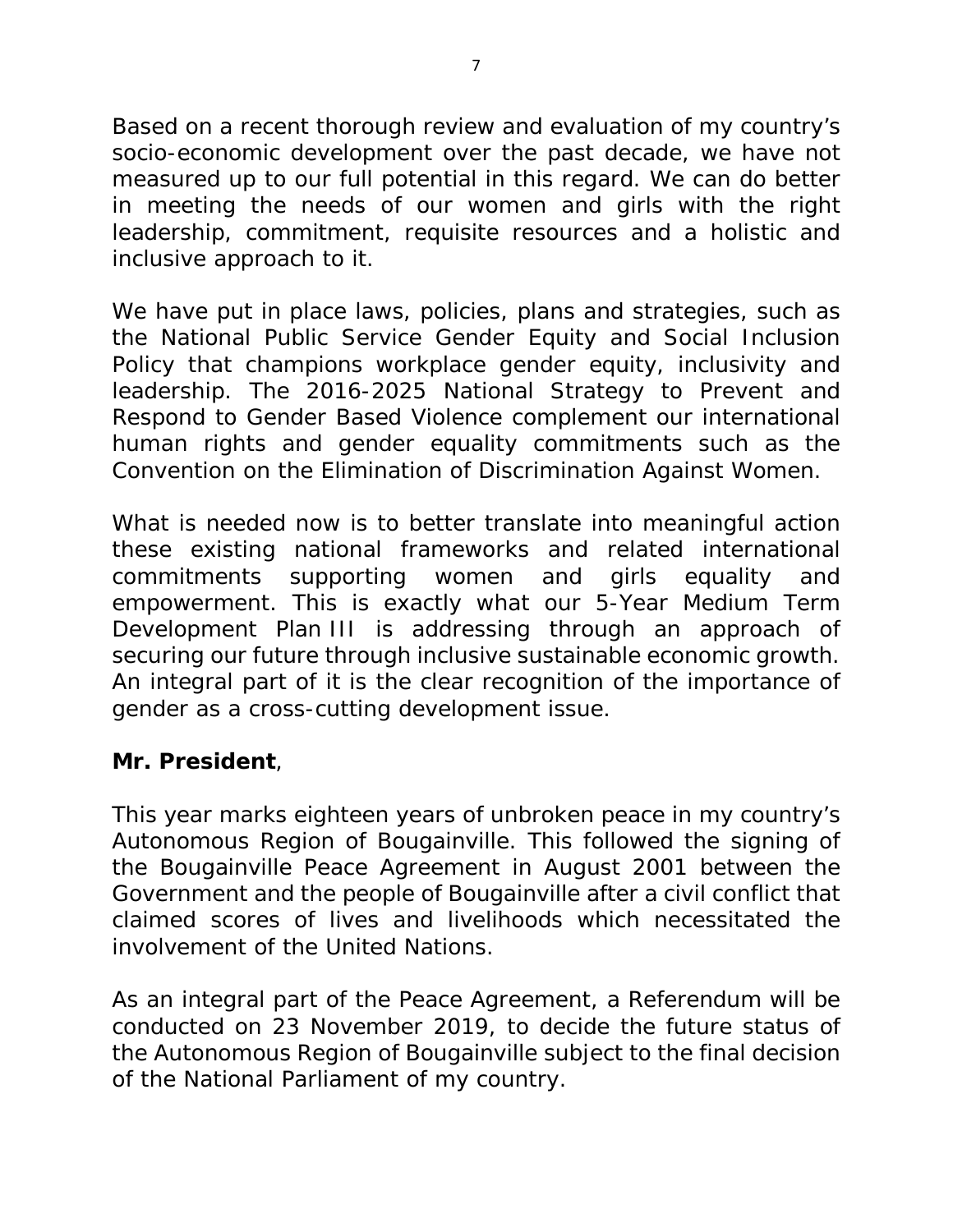Based on a recent thorough review and evaluation of my country's socio-economic development over the past decade, we have not measured up to our full potential in this regard. We can do better in meeting the needs of our women and girls with the right leadership, commitment, requisite resources and a holistic and inclusive approach to it.

We have put in place laws, policies, plans and strategies, such as the National Public Service Gender Equity and Social Inclusion Policy that champions workplace gender equity, inclusivity and leadership. The 2016-2025 National Strategy to Prevent and Respond to Gender Based Violence complement our international human rights and gender equality commitments such as the Convention on the Elimination of Discrimination Against Women.

What is needed now is to better translate into meaningful action these existing national frameworks and related international commitments supporting women and girls equality and empowerment. This is exactly what our 5-Year Medium Term Development Plan III is addressing through an approach of securing our future through inclusive sustainable economic growth. An integral part of it is the clear recognition of the importance of gender as a cross-cutting development issue.

**Mr. President**,

This year marks eighteen years of unbroken peace in my country's Autonomous Region of Bougainville. This followed the signing of the Bougainville Peace Agreement in August 2001 between the Government and the people of Bougainville after a civil conflict that claimed scores of lives and livelihoods which necessitated the involvement of the United Nations.

As an integral part of the Peace Agreement, a Referendum will be conducted on 23 November 2019, to decide the future status of the Autonomous Region of Bougainville subject to the final decision of the National Parliament of my country.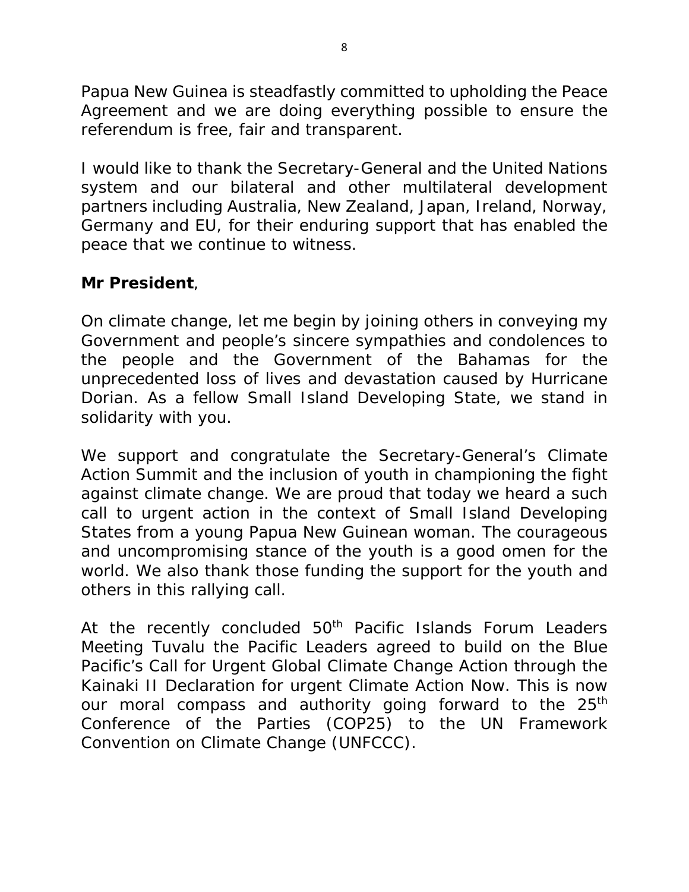Papua New Guinea is steadfastly committed to upholding the Peace Agreement and we are doing everything possible to ensure the referendum is free, fair and transparent.

I would like to thank the Secretary-General and the United Nations system and our bilateral and other multilateral development partners including Australia, New Zealand, Japan, Ireland, Norway, Germany and EU, for their enduring support that has enabled the peace that we continue to witness.

**Mr President**,

On climate change, let me begin by joining others in conveying my Government and people's sincere sympathies and condolences to the people and the Government of the Bahamas for the unprecedented loss of lives and devastation caused by Hurricane Dorian. As a fellow Small Island Developing State, we stand in solidarity with you.

We support and congratulate the Secretary-General's Climate Action Summit and the inclusion of youth in championing the fight against climate change. We are proud that today we heard a such call to urgent action in the context of Small Island Developing States from a young Papua New Guinean woman. The courageous and uncompromising stance of the youth is a good omen for the world. We also thank those funding the support for the youth and others in this rallying call.

At the recently concluded 50th Pacific Islands Forum Leaders Meeting Tuvalu the Pacific Leaders agreed to build on the Blue Pacific's Call for Urgent Global Climate Change Action through the Kainaki II Declaration for urgent Climate Action Now. This is now our moral compass and authority going forward to the 25th Conference of the Parties (COP25) to the UN Framework Convention on Climate Change (UNFCCC).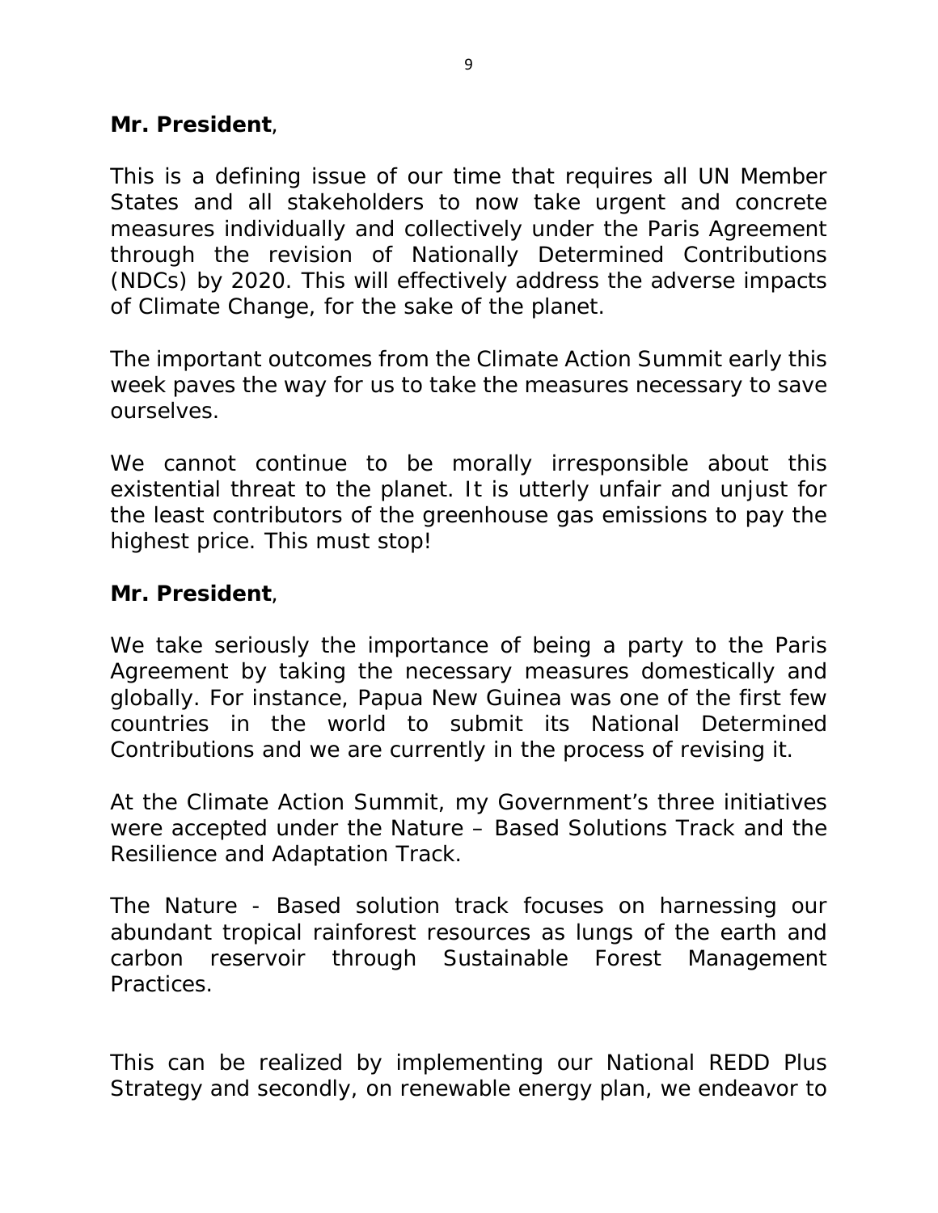**Mr. President**,

This is a defining issue of our time that requires all UN Member States and all stakeholders to now take urgent and concrete measures individually and collectively under the Paris Agreement through the revision of Nationally Determined Contributions (NDCs) by 2020. This will effectively address the adverse impacts of Climate Change, for the sake of the planet.

The important outcomes from the Climate Action Summit early this week paves the way for us to take the measures necessary to save ourselves.

We cannot continue to be morally irresponsible about this existential threat to the planet. It is utterly unfair and unjust for the least contributors of the greenhouse gas emissions to pay the highest price. This must stop!

**Mr. President**,

We take seriously the importance of being a party to the Paris Agreement by taking the necessary measures domestically and globally. For instance, Papua New Guinea was one of the first few countries in the world to submit its National Determined Contributions and we are currently in the process of revising it.

At the Climate Action Summit, my Government's three initiatives were accepted under the Nature – Based Solutions Track and the Resilience and Adaptation Track.

The Nature - Based solution track focuses on harnessing our abundant tropical rainforest resources as lungs of the earth and carbon reservoir through Sustainable Forest Management Practices.

This can be realized by implementing our National REDD Plus Strategy and secondly, on renewable energy plan, we endeavor to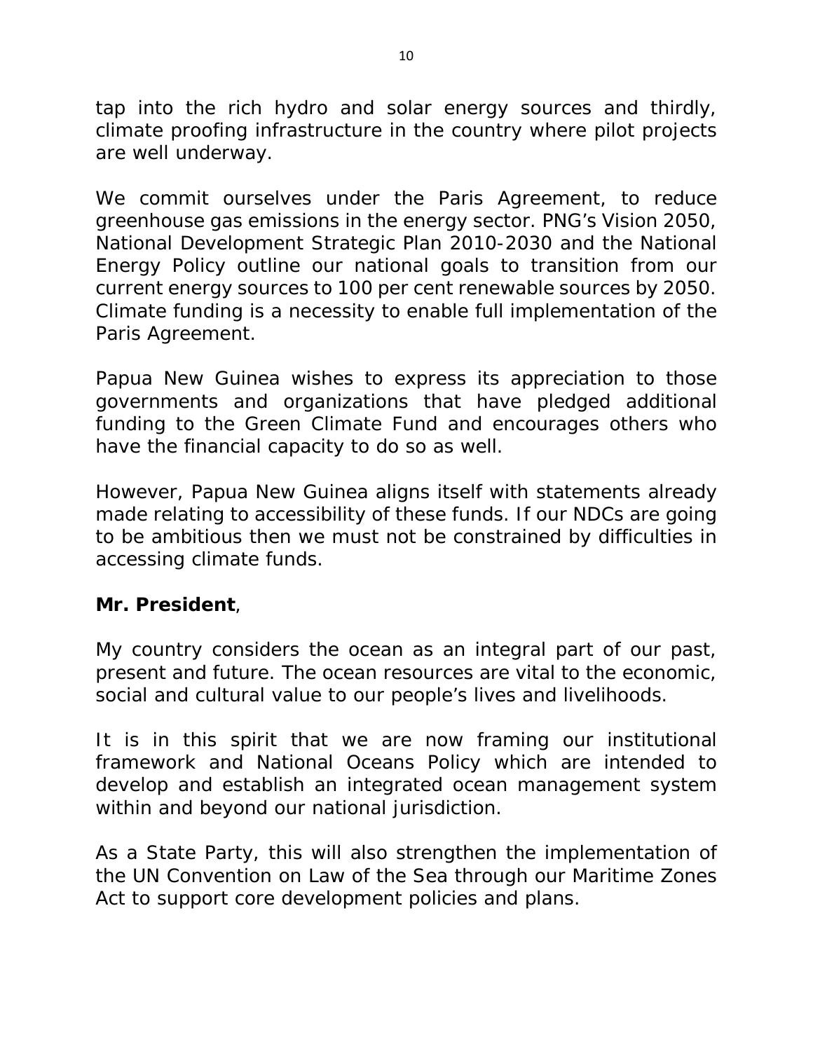tap into the rich hydro and solar energy sources and thirdly, climate proofing infrastructure in the country where pilot projects are well underway.

We commit ourselves under the Paris Agreement, to reduce greenhouse gas emissions in the energy sector. PNG's Vision 2050, National Development Strategic Plan 2010-2030 and the National Energy Policy outline our national goals to transition from our current energy sources to 100 per cent renewable sources by 2050. Climate funding is a necessity to enable full implementation of the Paris Agreement.

Papua New Guinea wishes to express its appreciation to those governments and organizations that have pledged additional funding to the Green Climate Fund and encourages others who have the financial capacity to do so as well.

However, Papua New Guinea aligns itself with statements already made relating to accessibility of these funds. If our NDCs are going to be ambitious then we must not be constrained by difficulties in accessing climate funds.

**Mr. President**,

My country considers the ocean as an integral part of our past, present and future. The ocean resources are vital to the economic, social and cultural value to our people's lives and livelihoods.

It is in this spirit that we are now framing our institutional framework and National Oceans Policy which are intended to develop and establish an integrated ocean management system within and beyond our national jurisdiction.

As a State Party, this will also strengthen the implementation of the UN Convention on Law of the Sea through our Maritime Zones Act to support core development policies and plans.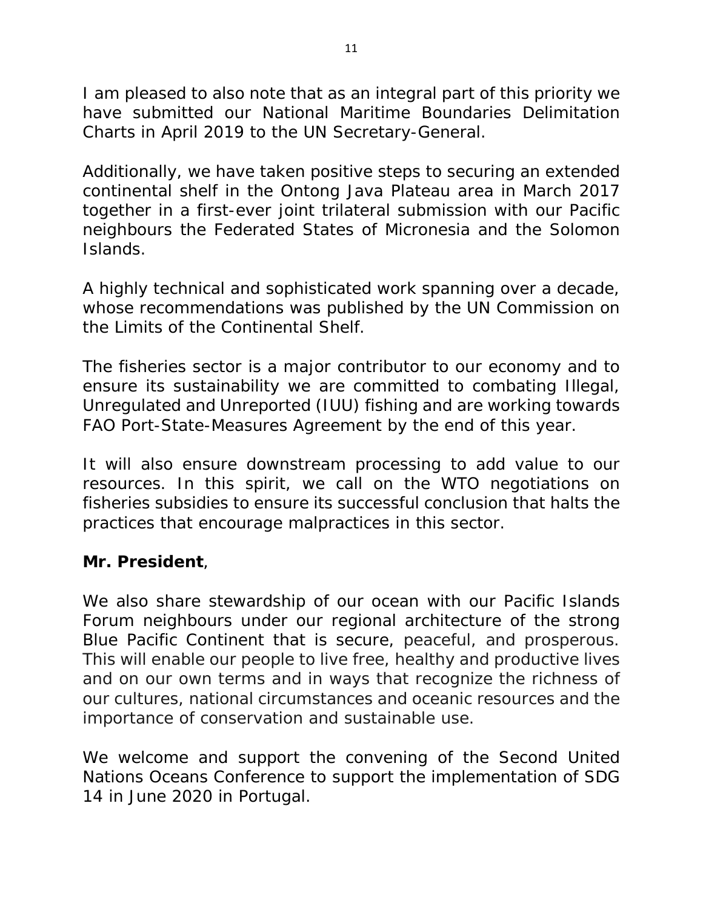I am pleased to also note that as an integral part of this priority we have submitted our National Maritime Boundaries Delimitation Charts in April 2019 to the UN Secretary-General.

Additionally, we have taken positive steps to securing an extended continental shelf in the Ontong Java Plateau area in March 2017 together in a first-ever joint trilateral submission with our Pacific neighbours the Federated States of Micronesia and the Solomon Islands.

A highly technical and sophisticated work spanning over a decade, whose recommendations was published by the UN Commission on the Limits of the Continental Shelf.

The fisheries sector is a major contributor to our economy and to ensure its sustainability we are committed to combating Illegal, Unregulated and Unreported (IUU) fishing and are working towards FAO Port-State-Measures Agreement by the end of this year.

It will also ensure downstream processing to add value to our resources. In this spirit, we call on the WTO negotiations on fisheries subsidies to ensure its successful conclusion that halts the practices that encourage malpractices in this sector.

**Mr. President**,

We also share stewardship of our ocean with our Pacific Islands Forum neighbours under our regional architecture of the strong Blue Pacific Continent that is secure, peaceful, and prosperous. This will enable our people to live free, healthy and productive lives and on our own terms and in ways that recognize the richness of our cultures, national circumstances and oceanic resources and the importance of conservation and sustainable use.

We welcome and support the convening of the Second United Nations Oceans Conference to support the implementation of SDG 14 in June 2020 in Portugal.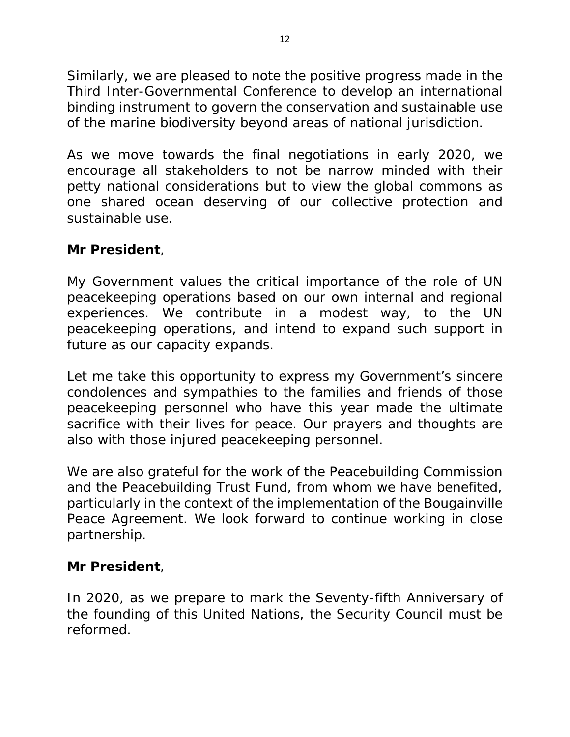Similarly, we are pleased to note the positive progress made in the Third Inter-Governmental Conference to develop an international binding instrument to govern the conservation and sustainable use of the marine biodiversity beyond areas of national jurisdiction.

As we move towards the final negotiations in early 2020, we encourage all stakeholders to not be narrow minded with their petty national considerations but to view the global commons as one shared ocean deserving of our collective protection and sustainable use.

**Mr President**,

My Government values the critical importance of the role of UN peacekeeping operations based on our own internal and regional experiences. We contribute in a modest way, to the UN peacekeeping operations, and intend to expand such support in future as our capacity expands.

Let me take this opportunity to express my Government's sincere condolences and sympathies to the families and friends of those peacekeeping personnel who have this year made the ultimate sacrifice with their lives for peace. Our prayers and thoughts are also with those injured peacekeeping personnel.

We are also grateful for the work of the Peacebuilding Commission and the Peacebuilding Trust Fund, from whom we have benefited, particularly in the context of the implementation of the Bougainville Peace Agreement. We look forward to continue working in close partnership.

**Mr President**,

In 2020, as we prepare to mark the Seventy-fifth Anniversary of the founding of this United Nations, the Security Council must be reformed.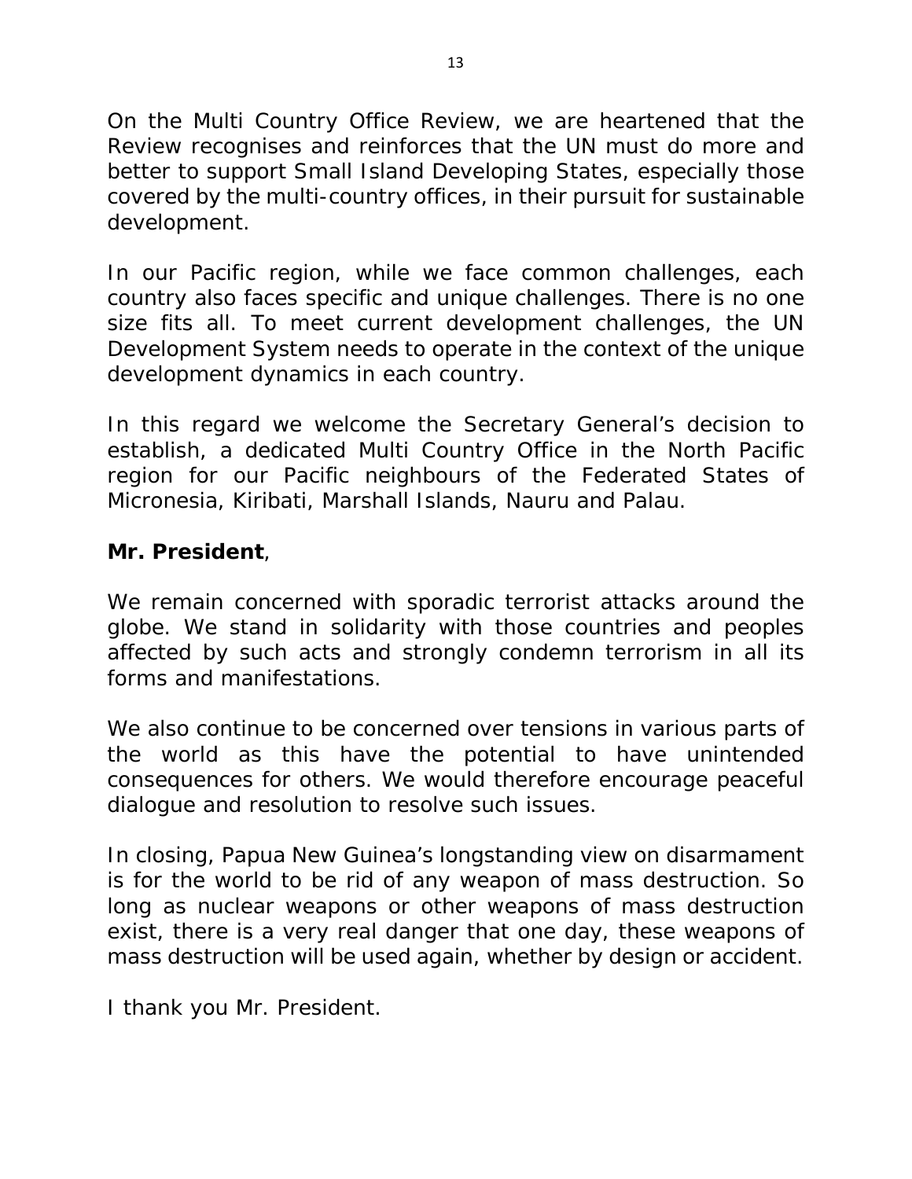On the Multi Country Office Review, we are heartened that the Review recognises and reinforces that the UN must do more and better to support Small Island Developing States, especially those covered by the multi-country offices, in their pursuit for sustainable development.

In our Pacific region, while we face common challenges, each country also faces specific and unique challenges. There is no one size fits all. To meet current development challenges, the UN Development System needs to operate in the context of the unique development dynamics in each country.

In this regard we welcome the Secretary General's decision to establish, a dedicated Multi Country Office in the North Pacific region for our Pacific neighbours of the Federated States of Micronesia, Kiribati, Marshall Islands, Nauru and Palau.

**Mr. President**,

We remain concerned with sporadic terrorist attacks around the globe. We stand in solidarity with those countries and peoples affected by such acts and strongly condemn terrorism in all its forms and manifestations.

We also continue to be concerned over tensions in various parts of the world as this have the potential to have unintended consequences for others. We would therefore encourage peaceful dialogue and resolution to resolve such issues.

In closing, Papua New Guinea's longstanding view on disarmament is for the world to be rid of any weapon of mass destruction. So long as nuclear weapons or other weapons of mass destruction exist, there is a very real danger that one day, these weapons of mass destruction will be used again, whether by design or accident.

I thank you Mr. President.